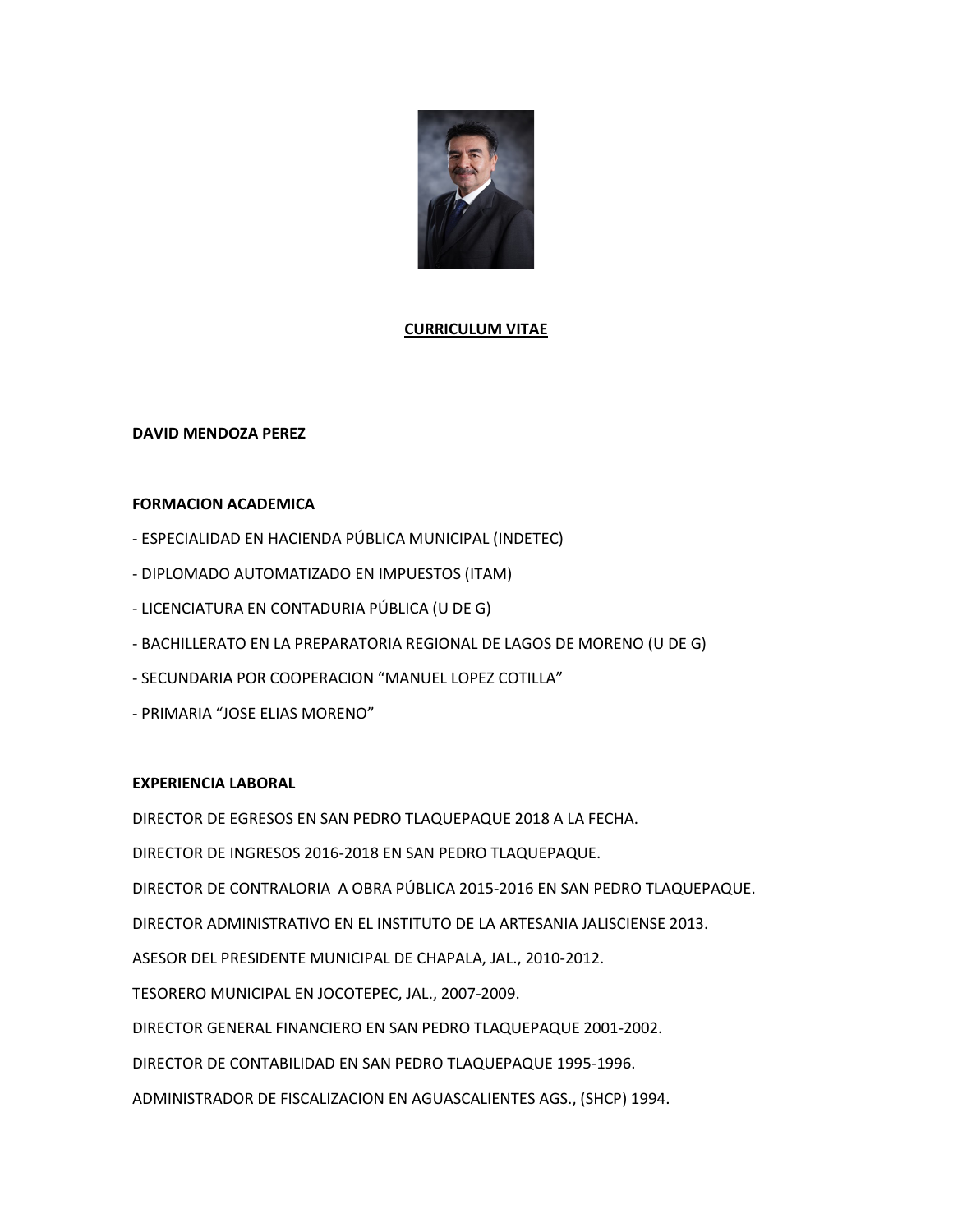# CURRICULUM VITAE

**DAVID MENDOZA PEREZ**

**FORMACION ACADEMICA**

- ESPECIALIDAD EN HACIENDA PÚBLICA MUNICIPAL (INDETEC)
- DIPLOMADO AUTOMATIZADO EN IMPUESTOS (ITAM)
- LICENCIATURA EN CONTADURIA PÚBLICA (U DE G)
- BACHILLERATO EN LA PREPARATORIA REGIONAL DE LAGOS DE MORENO (U DE G)
- SECUNDARIA POR COOPERACION "MANUEL LOPEZ COTILLA"
- PRIMARIA "JOSE ELIAS MORENO"

**EXPERIENCIA LABORAL**

DIRECTOR DE EGRESOS EN SAN PEDRO TLAQUEPAQUE 2018 A LA FECHA.

DIRECTOR DE INGRESOS 2016-2018 EN SAN PEDRO TLAQUEPAQUE.

DIRECTOR DE CONTRALORIA A OBRA PÚBLICA 2015-2016 EN SAN PEDRO TLAQUEPAQUE.

DIRECTOR ADMINISTRATIVO EN EL INSTITUTO DE LA ARTESANIA JALISCIENSE 2013.

ASESOR DEL PRESIDENTE MUNICIPAL DE CHAPALA, JAL., 2010-2012.

TESORERO MUNICIPAL EN JOCOTEPEC, JAL., 2007-2009.

DIRECTOR GENERAL FINANCIERO EN SAN PEDRO TLAQUEPAQUE 2001-2002.

DIRECTOR DE CONTABILIDAD EN SAN PEDRO TLAQUEPAQUE 1995-1996.

ADMINISTRADOR DE FISCALIZACION EN AGUASCALIENTES AGS., (SHCP) 1994.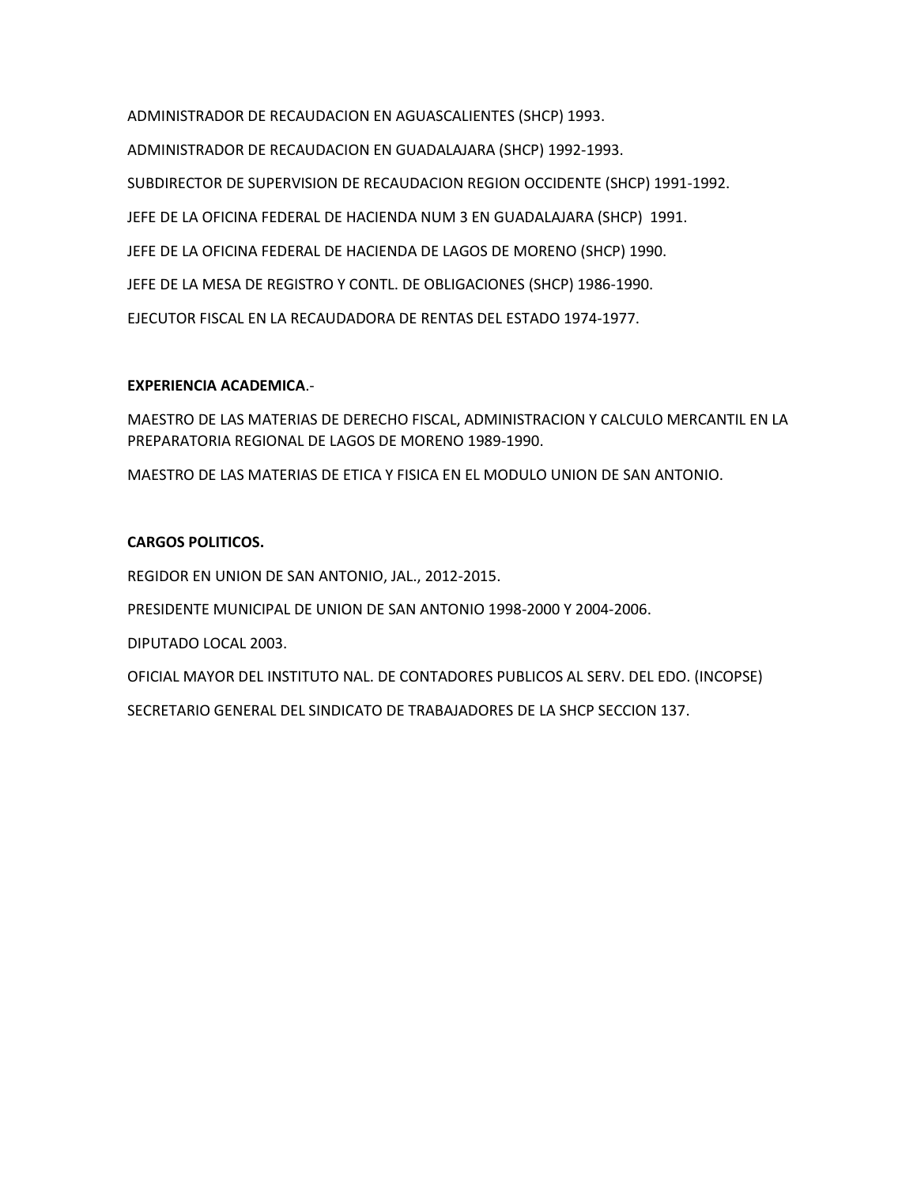ADMINISTRADOR DE RECAUDACION EN AGUASCALIENTES (SHCP) 1993.

ADMINISTRADOR DE RECAUDACION EN GUADALAJARA (SHCP) 1992-1993.

SUBDIRECTOR DE SUPERVISION DE RECAUDACION REGION OCCIDENTE (SHCP) 1991-1992.

JEFE DE LA OFICINA FEDERAL DE HACIENDA NUM 3 EN GUADALAJARA (SHCP) 1991.

JEFE DE LA OFICINA FEDERAL DE HACIENDA DE LAGOS DE MORENO (SHCP) 1990.

JEFE DE LA MESA DE REGISTRO Y CONTL. DE OBLIGACIONES (SHCP) 1986-1990.

EJECUTOR FISCAL EN LA RECAUDADORA DE RENTAS DEL ESTADO 1974-1977.

**EXPERIENCIA ACADEMICA**.-

MAESTRO DE LAS MATERIAS DE DERECHO FISCAL, ADMINISTRACION Y CALCULO MERCANTIL EN LA PREPARATORIA REGIONAL DE LAGOS DE MORENO 1989-1990.

MAESTRO DE LAS MATERIAS DE ETICA Y FISICA EN EL MODULO UNION DE SAN ANTONIO.

**CARGOS POLITICOS.**

REGIDOR EN UNION DE SAN ANTONIO, JAL., 2012-2015.

PRESIDENTE MUNICIPAL DE UNION DE SAN ANTONIO 1998-2000 Y 2004-2006.

DIPUTADO LOCAL 2003.

OFICIAL MAYOR DEL INSTITUTO NAL. DE CONTADORES PUBLICOS AL SERV. DEL EDO. (INCOPSE)

SECRETARIO GENERAL DEL SINDICATO DE TRABAJADORES DE LA SHCP SECCION 137.